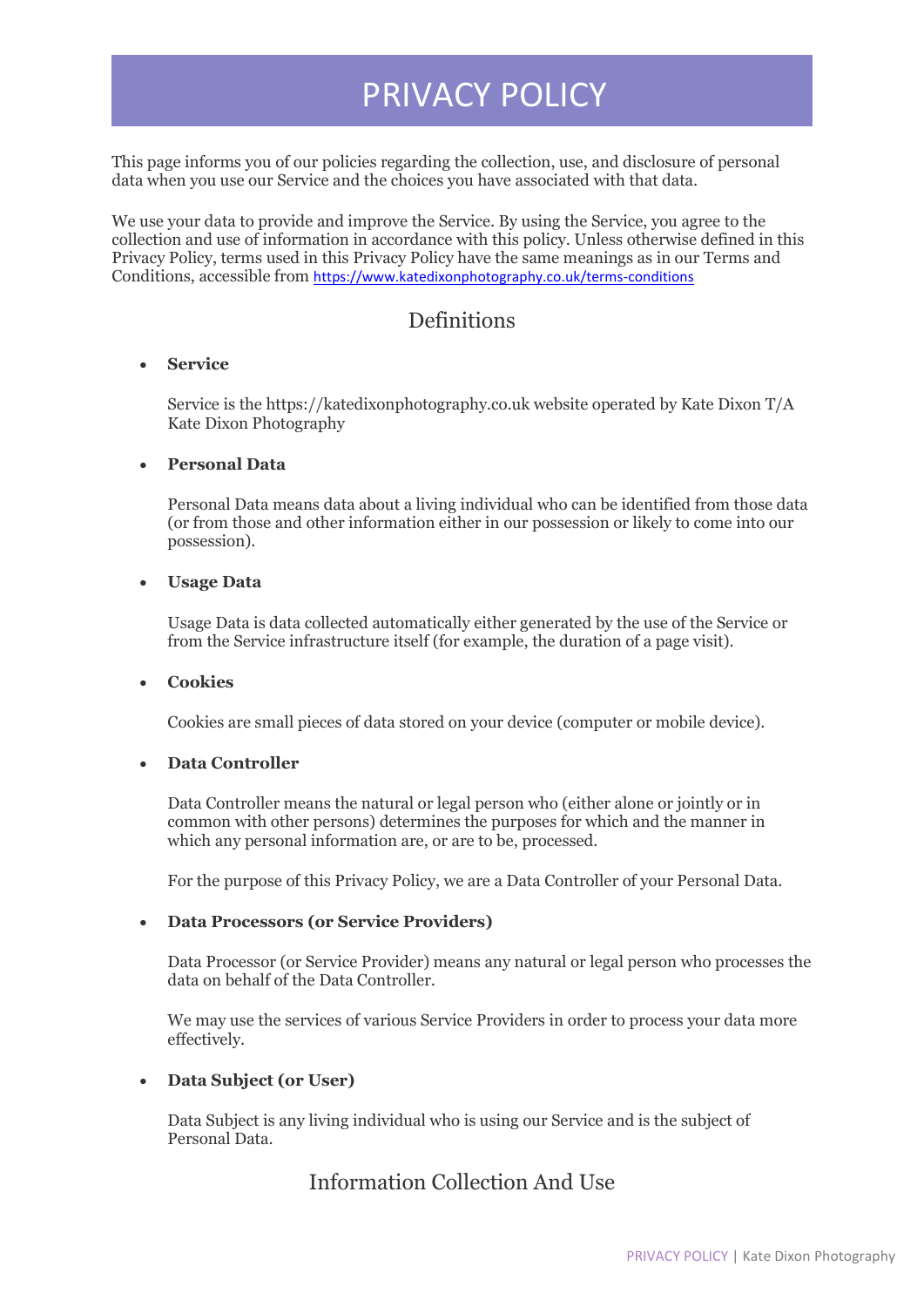# PRIVACY POLICY

This page informs you of our policies regarding the collection, use, and disclosure of personal data when you use our Service and the choices you have associated with that data.

We use your data to provide and improve the Service. By using the Service, you agree to the collection and use of information in accordance with this policy. Unless otherwise defined in this Privacy Policy, terms used in this Privacy Policy have the same meanings as in our Terms and Conditions, accessible from https://www.katedixonphotography.co.uk/terms-conditions

## Definitions

- **Service**

  Service is the https://katedixonphotography.co.uk website operated by Kate Dixon T/A Kate Dixon Photography

- **Personal Data**

  Personal Data means data about a living individual who can be identified from those data (or from those and other information either in our possession or likely to come into our possession).

- **Usage Data**

  Usage Data is data collected automatically either generated by the use of the Service or from the Service infrastructure itself (for example, the duration of a page visit).

- **Cookies**

  Cookies are small pieces of data stored on your device (computer or mobile device).

- **Data Controller**

  Data Controller means the natural or legal person who (either alone or jointly or in common with other persons) determines the purposes for which and the manner in which any personal information are, or are to be, processed.

  For the purpose of this Privacy Policy, we are a Data Controller of your Personal Data.

- **Data Processors (or Service Providers)**

  Data Processor (or Service Provider) means any natural or legal person who processes the data on behalf of the Data Controller.

  We may use the services of various Service Providers in order to process your data more effectively.

- **Data Subject (or User)**

  Data Subject is any living individual who is using our Service and is the subject of Personal Data.

## Information Collection And Use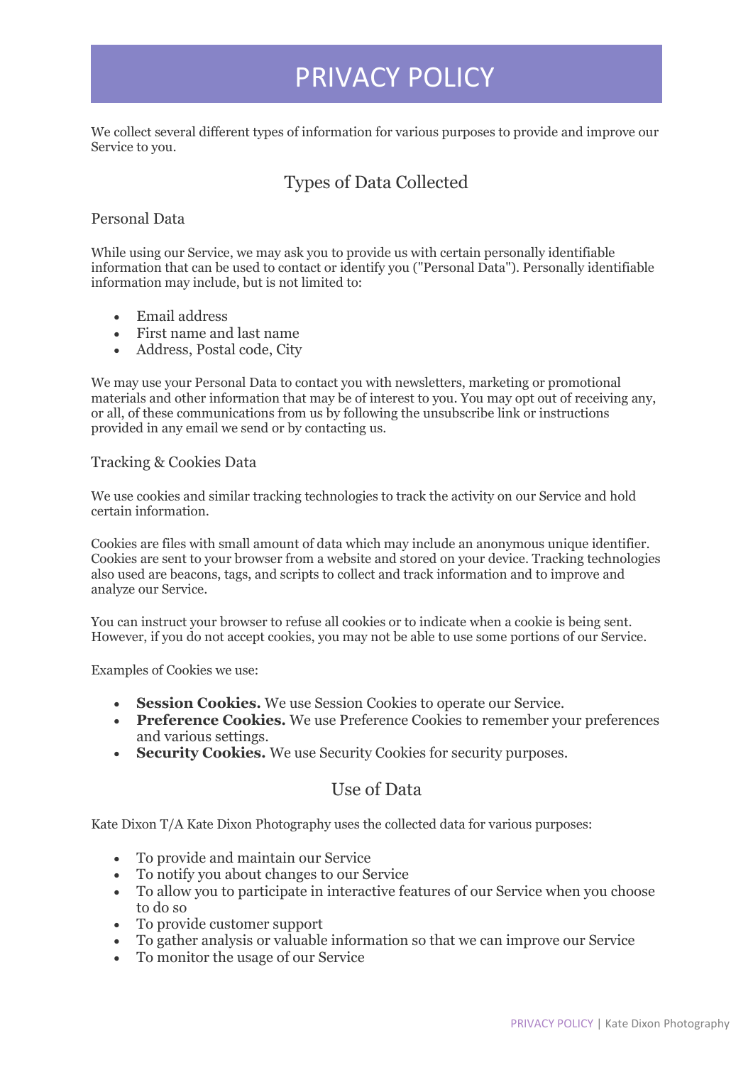# PRIVACY POLICY

We collect several different types of information for various purposes to provide and improve our Service to you.

## Types of Data Collected

### Personal Data

While using our Service, we may ask you to provide us with certain personally identifiable information that can be used to contact or identify you ("Personal Data"). Personally identifiable information may include, but is not limited to:

- Email address
- First name and last name
- Address, Postal code, City

We may use your Personal Data to contact you with newsletters, marketing or promotional materials and other information that may be of interest to you. You may opt out of receiving any, or all, of these communications from us by following the unsubscribe link or instructions provided in any email we send or by contacting us.

### Tracking & Cookies Data

We use cookies and similar tracking technologies to track the activity on our Service and hold certain information.

Cookies are files with small amount of data which may include an anonymous unique identifier. Cookies are sent to your browser from a website and stored on your device. Tracking technologies also used are beacons, tags, and scripts to collect and track information and to improve and analyze our Service.

You can instruct your browser to refuse all cookies or to indicate when a cookie is being sent. However, if you do not accept cookies, you may not be able to use some portions of our Service.

Examples of Cookies we use:

- **Session Cookies.** We use Session Cookies to operate our Service.
- **Preference Cookies.** We use Preference Cookies to remember your preferences and various settings.
- **Security Cookies.** We use Security Cookies for security purposes.

## Use of Data

Kate Dixon T/A Kate Dixon Photography uses the collected data for various purposes:

- To provide and maintain our Service
- To notify you about changes to our Service
- To allow you to participate in interactive features of our Service when you choose to do so
- To provide customer support
- To gather analysis or valuable information so that we can improve our Service
- To monitor the usage of our Service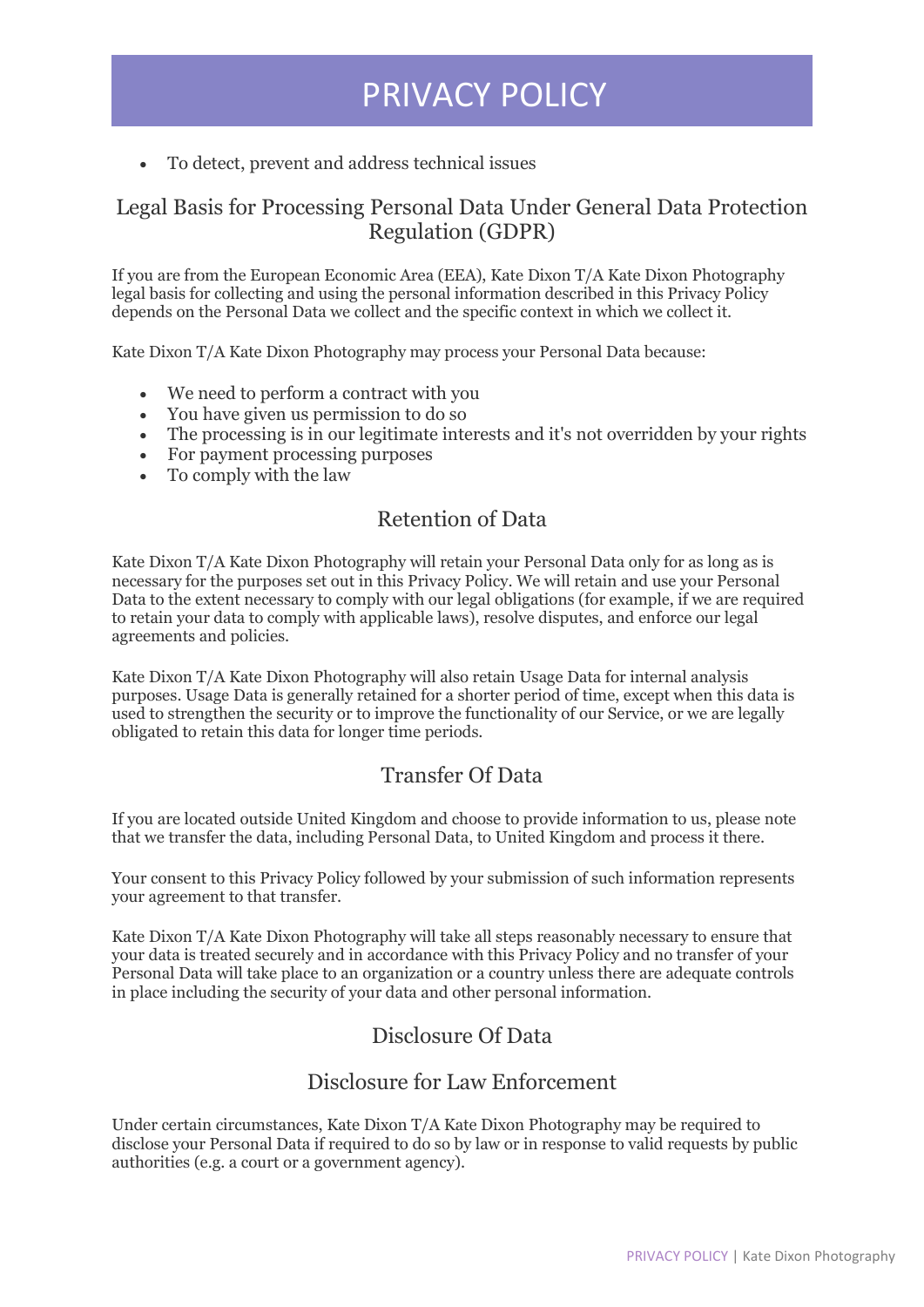- To detect, prevent and address technical issues

## Legal Basis for Processing Personal Data Under General Data Protection Regulation (GDPR)

If you are from the European Economic Area (EEA), Kate Dixon T/A Kate Dixon Photography legal basis for collecting and using the personal information described in this Privacy Policy depends on the Personal Data we collect and the specific context in which we collect it.

Kate Dixon T/A Kate Dixon Photography may process your Personal Data because:

- We need to perform a contract with you
- You have given us permission to do so
- The processing is in our legitimate interests and it's not overridden by your rights
- For payment processing purposes
- To comply with the law

## Retention of Data

Kate Dixon T/A Kate Dixon Photography will retain your Personal Data only for as long as is necessary for the purposes set out in this Privacy Policy. We will retain and use your Personal Data to the extent necessary to comply with our legal obligations (for example, if we are required to retain your data to comply with applicable laws), resolve disputes, and enforce our legal agreements and policies.

Kate Dixon T/A Kate Dixon Photography will also retain Usage Data for internal analysis purposes. Usage Data is generally retained for a shorter period of time, except when this data is used to strengthen the security or to improve the functionality of our Service, or we are legally obligated to retain this data for longer time periods.

## Transfer Of Data

If you are located outside United Kingdom and choose to provide information to us, please note that we transfer the data, including Personal Data, to United Kingdom and process it there.

Your consent to this Privacy Policy followed by your submission of such information represents your agreement to that transfer.

Kate Dixon T/A Kate Dixon Photography will take all steps reasonably necessary to ensure that your data is treated securely and in accordance with this Privacy Policy and no transfer of your Personal Data will take place to an organization or a country unless there are adequate controls in place including the security of your data and other personal information.

## Disclosure Of Data

## Disclosure for Law Enforcement

Under certain circumstances, Kate Dixon T/A Kate Dixon Photography may be required to disclose your Personal Data if required to do so by law or in response to valid requests by public authorities (e.g. a court or a government agency).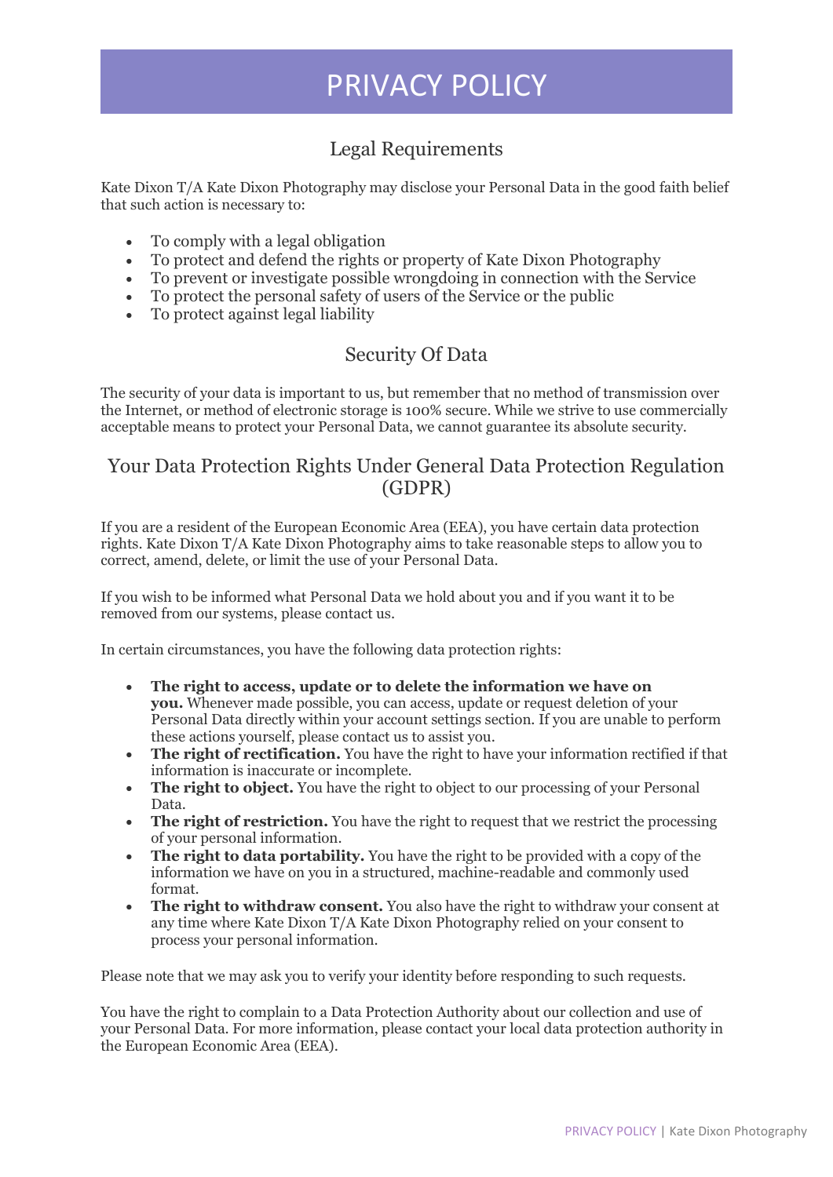# PRIVACY POLICY

## Legal Requirements

Kate Dixon T/A Kate Dixon Photography may disclose your Personal Data in the good faith belief that such action is necessary to:

- To comply with a legal obligation
- To protect and defend the rights or property of Kate Dixon Photography
- To prevent or investigate possible wrongdoing in connection with the Service
- To protect the personal safety of users of the Service or the public
- To protect against legal liability

## Security Of Data

The security of your data is important to us, but remember that no method of transmission over the Internet, or method of electronic storage is 100% secure. While we strive to use commercially acceptable means to protect your Personal Data, we cannot guarantee its absolute security.

## Your Data Protection Rights Under General Data Protection Regulation (GDPR)

If you are a resident of the European Economic Area (EEA), you have certain data protection rights. Kate Dixon T/A Kate Dixon Photography aims to take reasonable steps to allow you to correct, amend, delete, or limit the use of your Personal Data.

If you wish to be informed what Personal Data we hold about you and if you want it to be removed from our systems, please contact us.

In certain circumstances, you have the following data protection rights:

- **The right to access, update or to delete the information we have on you.** Whenever made possible, you can access, update or request deletion of your Personal Data directly within your account settings section. If you are unable to perform these actions yourself, please contact us to assist you.
- **The right of rectification.** You have the right to have your information rectified if that information is inaccurate or incomplete.
- **The right to object.** You have the right to object to our processing of your Personal Data.
- **The right of restriction.** You have the right to request that we restrict the processing of your personal information.
- **The right to data portability.** You have the right to be provided with a copy of the information we have on you in a structured, machine-readable and commonly used format.
- **The right to withdraw consent.** You also have the right to withdraw your consent at any time where Kate Dixon T/A Kate Dixon Photography relied on your consent to process your personal information.

Please note that we may ask you to verify your identity before responding to such requests.

You have the right to complain to a Data Protection Authority about our collection and use of your Personal Data. For more information, please contact your local data protection authority in the European Economic Area (EEA).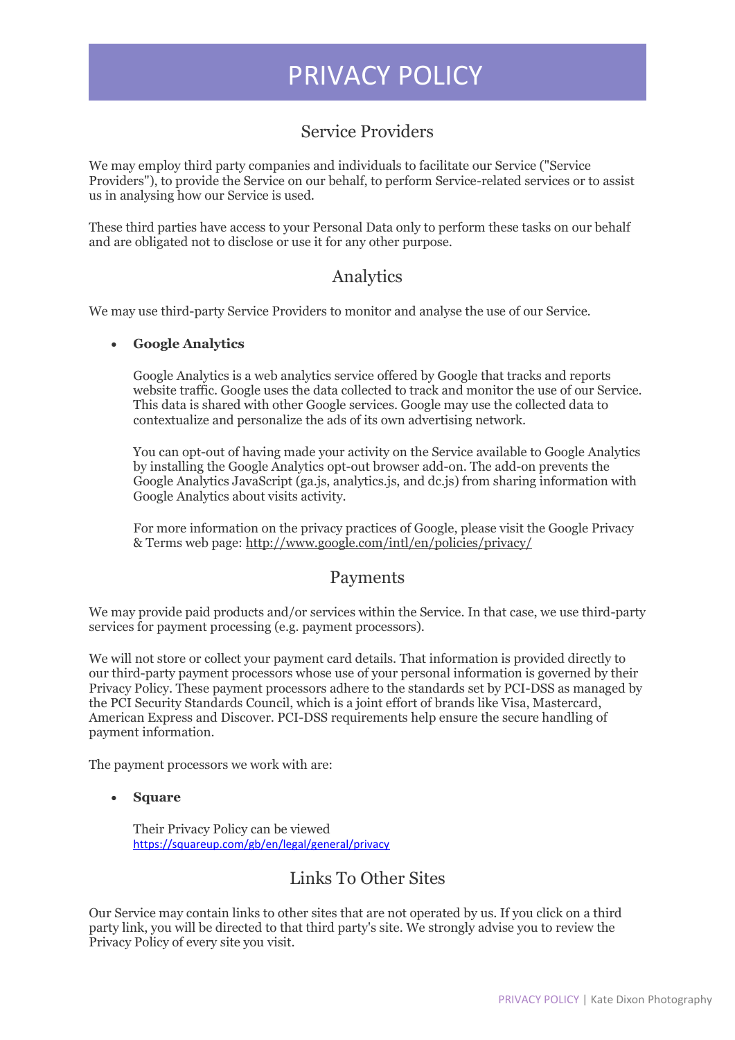# PRIVACY POLICY

## Service Providers

We may employ third party companies and individuals to facilitate our Service ("Service Providers"), to provide the Service on our behalf, to perform Service-related services or to assist us in analysing how our Service is used.

These third parties have access to your Personal Data only to perform these tasks on our behalf and are obligated not to disclose or use it for any other purpose.

## Analytics

We may use third-party Service Providers to monitor and analyse the use of our Service.

- **Google Analytics**

  Google Analytics is a web analytics service offered by Google that tracks and reports website traffic. Google uses the data collected to track and monitor the use of our Service. This data is shared with other Google services. Google may use the collected data to contextualize and personalize the ads of its own advertising network.

  You can opt-out of having made your activity on the Service available to Google Analytics by installing the Google Analytics opt-out browser add-on. The add-on prevents the Google Analytics JavaScript (ga.js, analytics.js, and dc.js) from sharing information with Google Analytics about visits activity.

  For more information on the privacy practices of Google, please visit the Google Privacy & Terms web page: http://www.google.com/intl/en/policies/privacy/

## Payments

We may provide paid products and/or services within the Service. In that case, we use third-party services for payment processing (e.g. payment processors).

We will not store or collect your payment card details. That information is provided directly to our third-party payment processors whose use of your personal information is governed by their Privacy Policy. These payment processors adhere to the standards set by PCI-DSS as managed by the PCI Security Standards Council, which is a joint effort of brands like Visa, Mastercard, American Express and Discover. PCI-DSS requirements help ensure the secure handling of payment information.

The payment processors we work with are:

- **Square**

  Their Privacy Policy can be viewed https://squareup.com/gb/en/legal/general/privacy

## Links To Other Sites

Our Service may contain links to other sites that are not operated by us. If you click on a third party link, you will be directed to that third party's site. We strongly advise you to review the Privacy Policy of every site you visit.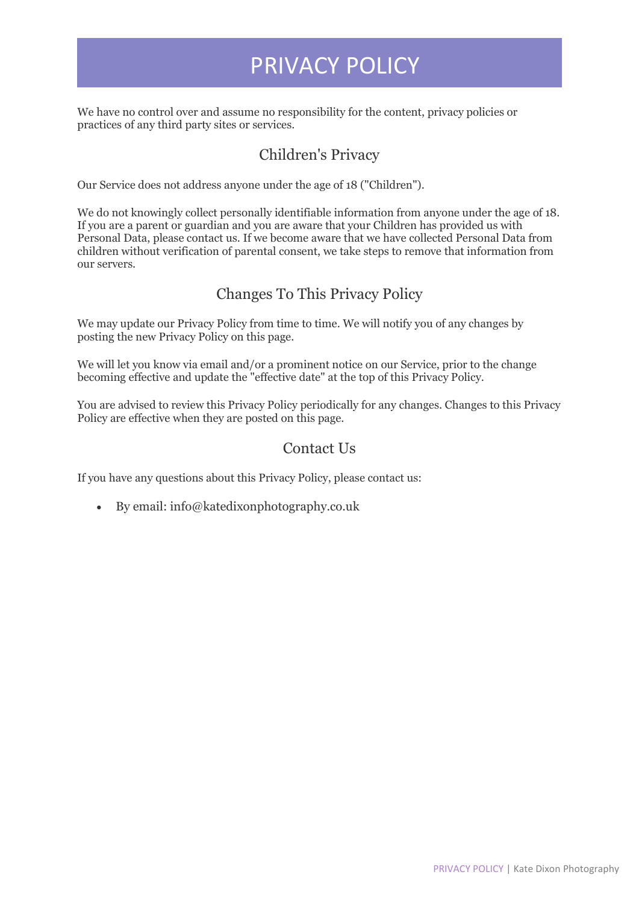# PRIVACY POLICY

We have no control over and assume no responsibility for the content, privacy policies or practices of any third party sites or services.

## Children's Privacy

Our Service does not address anyone under the age of 18 ("Children").

We do not knowingly collect personally identifiable information from anyone under the age of 18. If you are a parent or guardian and you are aware that your Children has provided us with Personal Data, please contact us. If we become aware that we have collected Personal Data from children without verification of parental consent, we take steps to remove that information from our servers.

## Changes To This Privacy Policy

We may update our Privacy Policy from time to time. We will notify you of any changes by posting the new Privacy Policy on this page.

We will let you know via email and/or a prominent notice on our Service, prior to the change becoming effective and update the "effective date" at the top of this Privacy Policy.

You are advised to review this Privacy Policy periodically for any changes. Changes to this Privacy Policy are effective when they are posted on this page.

## Contact Us

If you have any questions about this Privacy Policy, please contact us:

- By email: info@katedixonphotography.co.uk